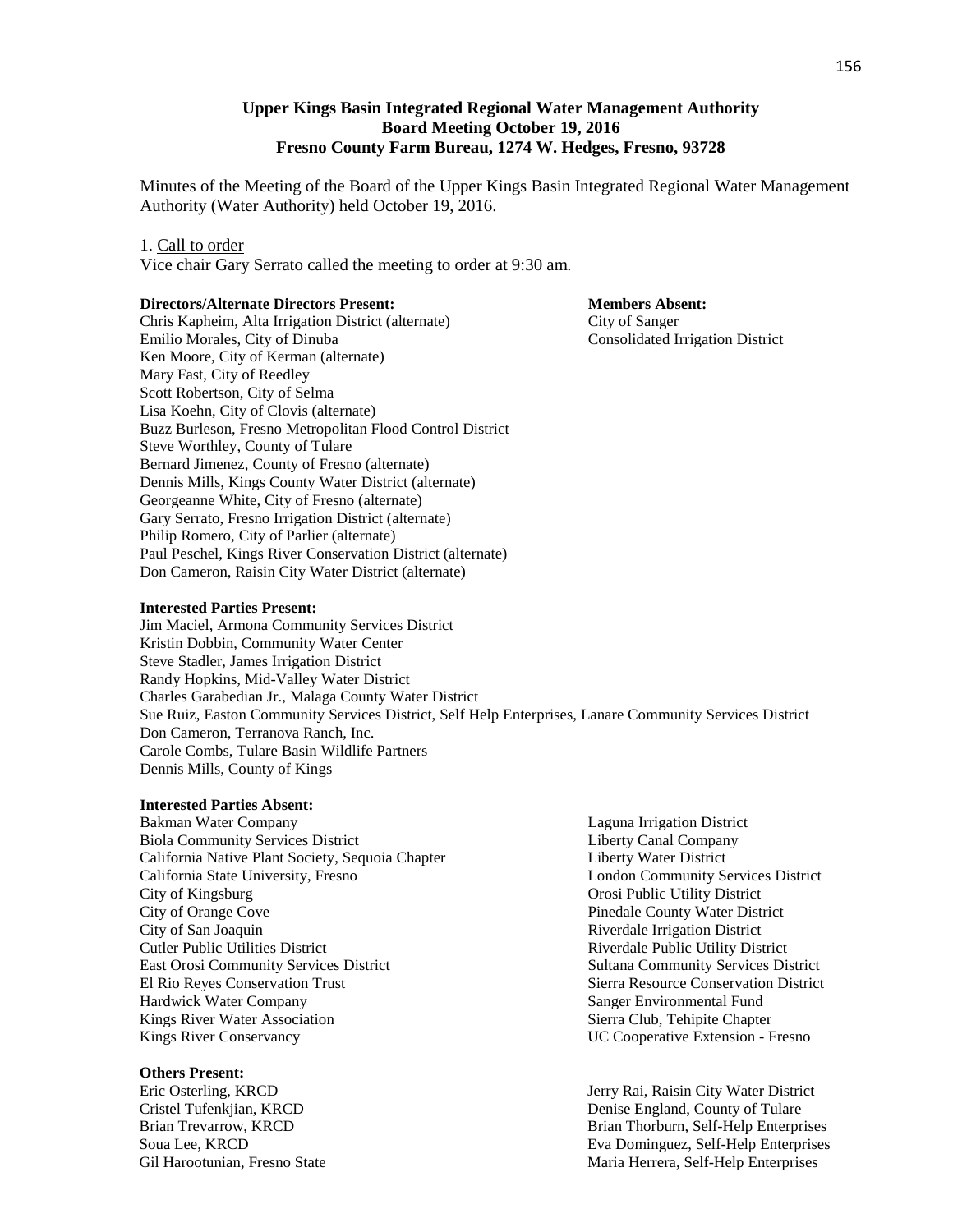**Upper Kings Basin Integrated Regional Water Management Authority**
**Board Meeting October 19, 2016**
**Fresno County Farm Bureau, 1274 W. Hedges, Fresno, 93728**

Minutes of the Meeting of the Board of the Upper Kings Basin Integrated Regional Water Management Authority (Water Authority) held October 19, 2016.

1. Call to order

Vice chair Gary Serrato called the meeting to order at 9:30 am.

**Directors/Alternate Directors Present:**

Chris Kapheim, Alta Irrigation District (alternate)
Emilio Morales, City of Dinuba
Ken Moore, City of Kerman (alternate)
Mary Fast, City of Reedley
Scott Robertson, City of Selma
Lisa Koehn, City of Clovis (alternate)
Buzz Burleson, Fresno Metropolitan Flood Control District
Steve Worthley, County of Tulare
Bernard Jimenez, County of Fresno (alternate)
Dennis Mills, Kings County Water District (alternate)
Georgeanne White, City of Fresno (alternate)
Gary Serrato, Fresno Irrigation District (alternate)
Philip Romero, City of Parlier (alternate)
Paul Peschel, Kings River Conservation District (alternate)
Don Cameron, Raisin City Water District (alternate)

**Members Absent:**

City of Sanger
Consolidated Irrigation District

**Interested Parties Present:**

Jim Maciel, Armona Community Services District
Kristin Dobbin, Community Water Center
Steve Stadler, James Irrigation District
Randy Hopkins, Mid-Valley Water District
Charles Garabedian Jr., Malaga County Water District
Sue Ruiz, Easton Community Services District, Self Help Enterprises, Lanare Community Services District
Don Cameron, Terranova Ranch, Inc.
Carole Combs, Tulare Basin Wildlife Partners
Dennis Mills, County of Kings

**Interested Parties Absent:**

Bakman Water Company
Biola Community Services District
California Native Plant Society, Sequoia Chapter
California State University, Fresno
City of Kingsburg
City of Orange Cove
City of San Joaquin
Cutler Public Utilities District
East Orosi Community Services District
El Rio Reyes Conservation Trust
Hardwick Water Company
Kings River Water Association
Kings River Conservancy
Laguna Irrigation District
Liberty Canal Company
Liberty Water District
London Community Services District
Orosi Public Utility District
Pinedale County Water District
Riverdale Irrigation District
Riverdale Public Utility District
Sultana Community Services District
Sierra Resource Conservation District
Sanger Environmental Fund
Sierra Club, Tehipite Chapter
UC Cooperative Extension - Fresno

**Others Present:**

Eric Osterling, KRCD
Cristel Tufenkjian, KRCD
Brian Trevarrow, KRCD
Soua Lee, KRCD
Gil Harootunian, Fresno State
Jerry Rai, Raisin City Water District
Denise England, County of Tulare
Brian Thorburn, Self-Help Enterprises
Eva Dominguez, Self-Help Enterprises
Maria Herrera, Self-Help Enterprises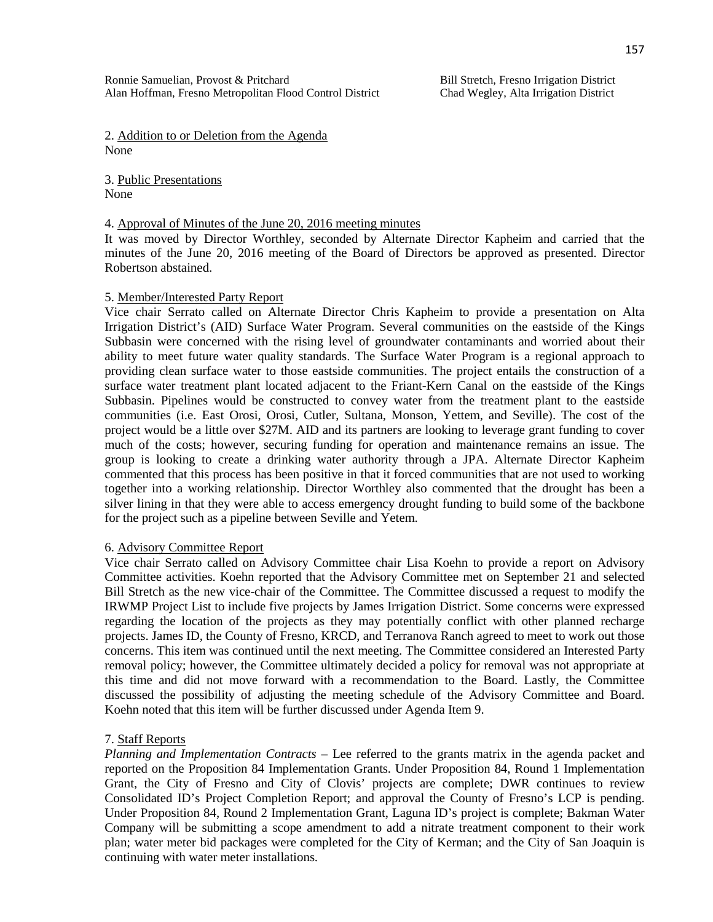Ronnie Samuelian, Provost & Pritchard
Alan Hoffman, Fresno Metropolitan Flood Control District
Bill Stretch, Fresno Irrigation District
Chad Wegley, Alta Irrigation District

2. Addition to or Deletion from the Agenda
None

3. Public Presentations
None

4. Approval of Minutes of the June 20, 2016 meeting minutes
It was moved by Director Worthley, seconded by Alternate Director Kapheim and carried that the minutes of the June 20, 2016 meeting of the Board of Directors be approved as presented. Director Robertson abstained.

5. Member/Interested Party Report
Vice chair Serrato called on Alternate Director Chris Kapheim to provide a presentation on Alta Irrigation District's (AID) Surface Water Program. Several communities on the eastside of the Kings Subbasin were concerned with the rising level of groundwater contaminants and worried about their ability to meet future water quality standards. The Surface Water Program is a regional approach to providing clean surface water to those eastside communities. The project entails the construction of a surface water treatment plant located adjacent to the Friant-Kern Canal on the eastside of the Kings Subbasin. Pipelines would be constructed to convey water from the treatment plant to the eastside communities (i.e. East Orosi, Orosi, Cutler, Sultana, Monson, Yettem, and Seville). The cost of the project would be a little over $27M. AID and its partners are looking to leverage grant funding to cover much of the costs; however, securing funding for operation and maintenance remains an issue. The group is looking to create a drinking water authority through a JPA. Alternate Director Kapheim commented that this process has been positive in that it forced communities that are not used to working together into a working relationship. Director Worthley also commented that the drought has been a silver lining in that they were able to access emergency drought funding to build some of the backbone for the project such as a pipeline between Seville and Yetem.

6. Advisory Committee Report
Vice chair Serrato called on Advisory Committee chair Lisa Koehn to provide a report on Advisory Committee activities. Koehn reported that the Advisory Committee met on September 21 and selected Bill Stretch as the new vice-chair of the Committee. The Committee discussed a request to modify the IRWMP Project List to include five projects by James Irrigation District. Some concerns were expressed regarding the location of the projects as they may potentially conflict with other planned recharge projects. James ID, the County of Fresno, KRCD, and Terranova Ranch agreed to meet to work out those concerns. This item was continued until the next meeting. The Committee considered an Interested Party removal policy; however, the Committee ultimately decided a policy for removal was not appropriate at this time and did not move forward with a recommendation to the Board. Lastly, the Committee discussed the possibility of adjusting the meeting schedule of the Advisory Committee and Board. Koehn noted that this item will be further discussed under Agenda Item 9.

7. Staff Reports
*Planning and Implementation Contracts* – Lee referred to the grants matrix in the agenda packet and reported on the Proposition 84 Implementation Grants. Under Proposition 84, Round 1 Implementation Grant, the City of Fresno and City of Clovis' projects are complete; DWR continues to review Consolidated ID's Project Completion Report; and approval the County of Fresno's LCP is pending. Under Proposition 84, Round 2 Implementation Grant, Laguna ID's project is complete; Bakman Water Company will be submitting a scope amendment to add a nitrate treatment component to their work plan; water meter bid packages were completed for the City of Kerman; and the City of San Joaquin is continuing with water meter installations.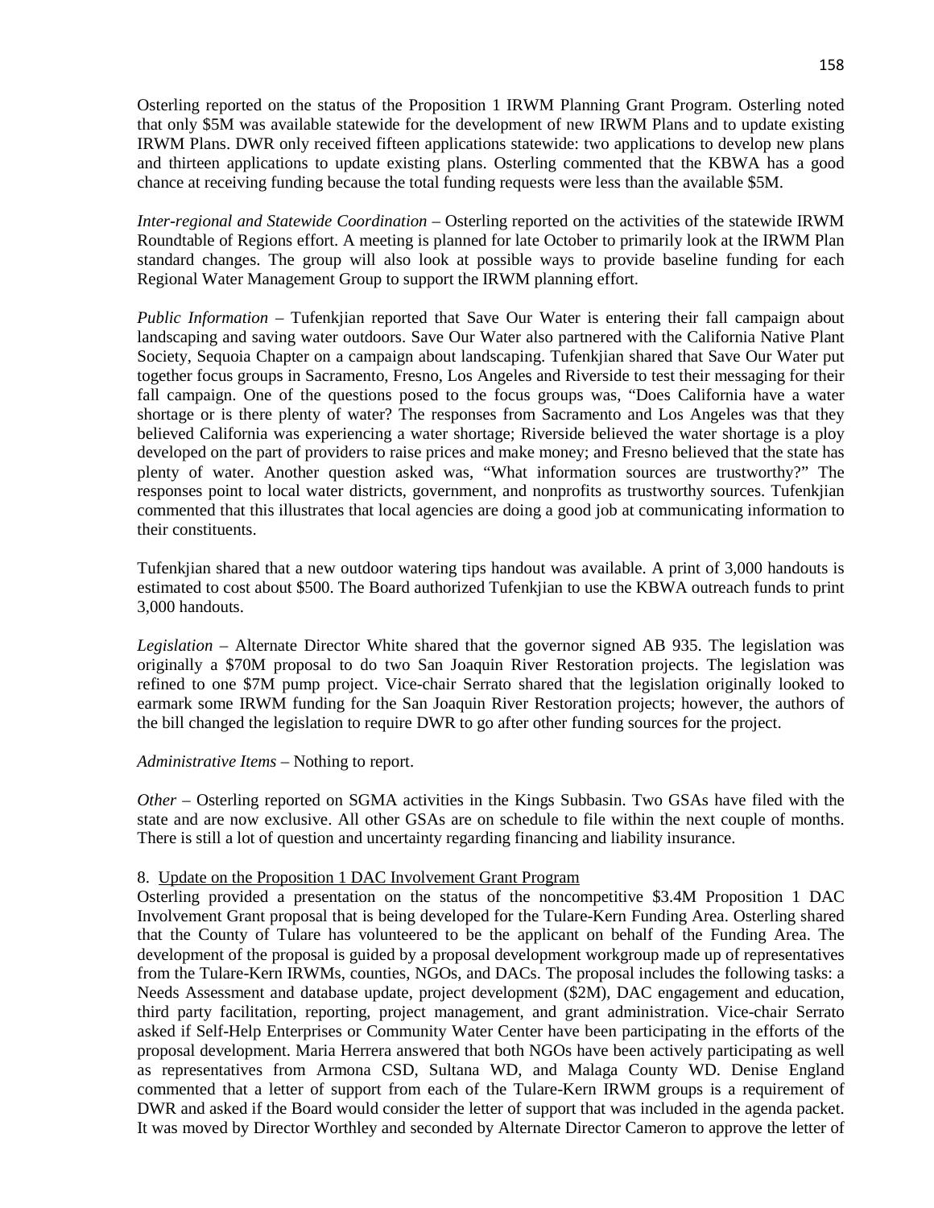Osterling reported on the status of the Proposition 1 IRWM Planning Grant Program. Osterling noted that only \$5M was available statewide for the development of new IRWM Plans and to update existing IRWM Plans. DWR only received fifteen applications statewide: two applications to develop new plans and thirteen applications to update existing plans. Osterling commented that the KBWA has a good chance at receiving funding because the total funding requests were less than the available \$5M.

*Inter-regional and Statewide Coordination* – Osterling reported on the activities of the statewide IRWM Roundtable of Regions effort. A meeting is planned for late October to primarily look at the IRWM Plan standard changes. The group will also look at possible ways to provide baseline funding for each Regional Water Management Group to support the IRWM planning effort.

*Public Information* – Tufenkjian reported that Save Our Water is entering their fall campaign about landscaping and saving water outdoors. Save Our Water also partnered with the California Native Plant Society, Sequoia Chapter on a campaign about landscaping. Tufenkjian shared that Save Our Water put together focus groups in Sacramento, Fresno, Los Angeles and Riverside to test their messaging for their fall campaign. One of the questions posed to the focus groups was, "Does California have a water shortage or is there plenty of water? The responses from Sacramento and Los Angeles was that they believed California was experiencing a water shortage; Riverside believed the water shortage is a ploy developed on the part of providers to raise prices and make money; and Fresno believed that the state has plenty of water. Another question asked was, "What information sources are trustworthy?" The responses point to local water districts, government, and nonprofits as trustworthy sources. Tufenkjian commented that this illustrates that local agencies are doing a good job at communicating information to their constituents.

Tufenkjian shared that a new outdoor watering tips handout was available. A print of 3,000 handouts is estimated to cost about \$500. The Board authorized Tufenkjian to use the KBWA outreach funds to print 3,000 handouts.

*Legislation* – Alternate Director White shared that the governor signed AB 935. The legislation was originally a \$70M proposal to do two San Joaquin River Restoration projects. The legislation was refined to one \$7M pump project. Vice-chair Serrato shared that the legislation originally looked to earmark some IRWM funding for the San Joaquin River Restoration projects; however, the authors of the bill changed the legislation to require DWR to go after other funding sources for the project.

*Administrative Items* – Nothing to report.

*Other* – Osterling reported on SGMA activities in the Kings Subbasin. Two GSAs have filed with the state and are now exclusive. All other GSAs are on schedule to file within the next couple of months. There is still a lot of question and uncertainty regarding financing and liability insurance.

8. Update on the Proposition 1 DAC Involvement Grant Program

Osterling provided a presentation on the status of the noncompetitive \$3.4M Proposition 1 DAC Involvement Grant proposal that is being developed for the Tulare-Kern Funding Area. Osterling shared that the County of Tulare has volunteered to be the applicant on behalf of the Funding Area. The development of the proposal is guided by a proposal development workgroup made up of representatives from the Tulare-Kern IRWMs, counties, NGOs, and DACs. The proposal includes the following tasks: a Needs Assessment and database update, project development (\$2M), DAC engagement and education, third party facilitation, reporting, project management, and grant administration. Vice-chair Serrato asked if Self-Help Enterprises or Community Water Center have been participating in the efforts of the proposal development. Maria Herrera answered that both NGOs have been actively participating as well as representatives from Armona CSD, Sultana WD, and Malaga County WD. Denise England commented that a letter of support from each of the Tulare-Kern IRWM groups is a requirement of DWR and asked if the Board would consider the letter of support that was included in the agenda packet. It was moved by Director Worthley and seconded by Alternate Director Cameron to approve the letter of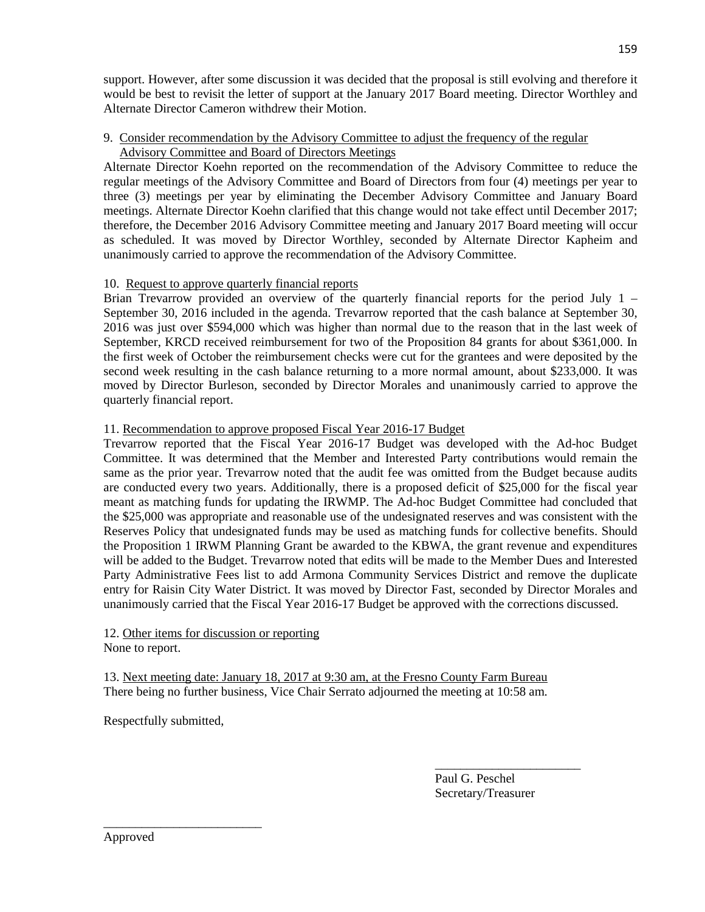support. However, after some discussion it was decided that the proposal is still evolving and therefore it would be best to revisit the letter of support at the January 2017 Board meeting. Director Worthley and Alternate Director Cameron withdrew their Motion.

9. Consider recommendation by the Advisory Committee to adjust the frequency of the regular Advisory Committee and Board of Directors Meetings

Alternate Director Koehn reported on the recommendation of the Advisory Committee to reduce the regular meetings of the Advisory Committee and Board of Directors from four (4) meetings per year to three (3) meetings per year by eliminating the December Advisory Committee and January Board meetings. Alternate Director Koehn clarified that this change would not take effect until December 2017; therefore, the December 2016 Advisory Committee meeting and January 2017 Board meeting will occur as scheduled. It was moved by Director Worthley, seconded by Alternate Director Kapheim and unanimously carried to approve the recommendation of the Advisory Committee.

10. Request to approve quarterly financial reports

Brian Trevarrow provided an overview of the quarterly financial reports for the period July 1 – September 30, 2016 included in the agenda. Trevarrow reported that the cash balance at September 30, 2016 was just over $594,000 which was higher than normal due to the reason that in the last week of September, KRCD received reimbursement for two of the Proposition 84 grants for about $361,000. In the first week of October the reimbursement checks were cut for the grantees and were deposited by the second week resulting in the cash balance returning to a more normal amount, about $233,000. It was moved by Director Burleson, seconded by Director Morales and unanimously carried to approve the quarterly financial report.

11. Recommendation to approve proposed Fiscal Year 2016-17 Budget

Trevarrow reported that the Fiscal Year 2016-17 Budget was developed with the Ad-hoc Budget Committee. It was determined that the Member and Interested Party contributions would remain the same as the prior year. Trevarrow noted that the audit fee was omitted from the Budget because audits are conducted every two years. Additionally, there is a proposed deficit of $25,000 for the fiscal year meant as matching funds for updating the IRWMP. The Ad-hoc Budget Committee had concluded that the $25,000 was appropriate and reasonable use of the undesignated reserves and was consistent with the Reserves Policy that undesignated funds may be used as matching funds for collective benefits. Should the Proposition 1 IRWM Planning Grant be awarded to the KBWA, the grant revenue and expenditures will be added to the Budget. Trevarrow noted that edits will be made to the Member Dues and Interested Party Administrative Fees list to add Armona Community Services District and remove the duplicate entry for Raisin City Water District. It was moved by Director Fast, seconded by Director Morales and unanimously carried that the Fiscal Year 2016-17 Budget be approved with the corrections discussed.

12. Other items for discussion or reporting

None to report.

13. Next meeting date: January 18, 2017 at 9:30 am, at the Fresno County Farm Bureau

There being no further business, Vice Chair Serrato adjourned the meeting at 10:58 am.

Respectfully submitted,

\_\_\_\_\_\_\_\_\_\_\_\_\_\_\_\_\_\_\_\_\_\_\_\_

Paul G. Peschel
Secretary/Treasurer

\_\_\_\_\_\_\_\_\_\_\_\_\_\_\_\_\_\_\_\_\_\_\_\_

Approved